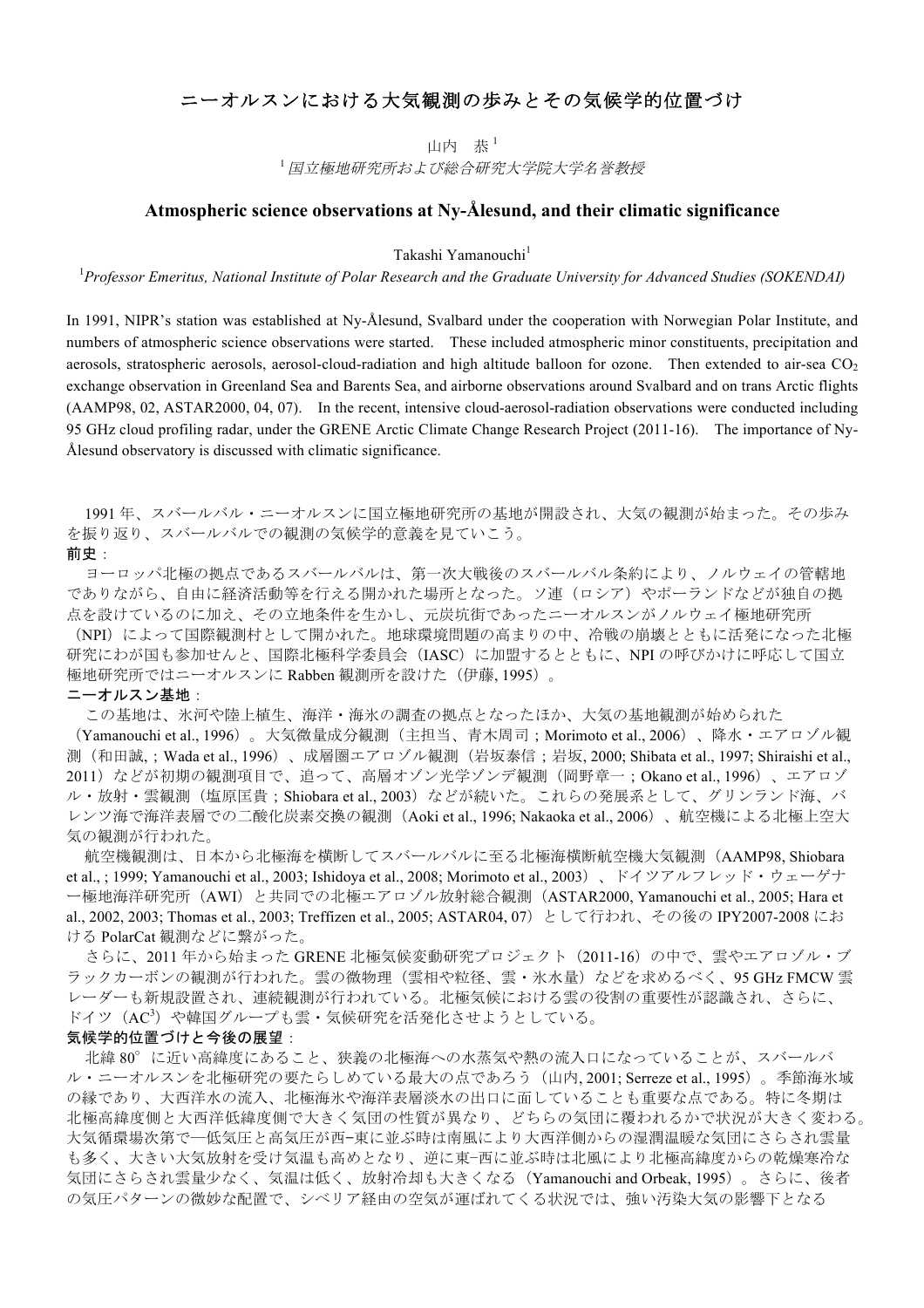# ニーオルスンにおける大気観測の歩みとその気候学的位置づけ

山内　恭[1]

[1] *国立極地研究所および総合研究大学院大学名誉教授*

## Atmospheric science observations at Ny-Ålesund, and their climatic significance

Takashi Yamanouchi[1]

[1] *Professor Emeritus, National Institute of Polar Research and the Graduate University for Advanced Studies (SOKENDAI)*

In 1991, NIPR's station was established at Ny-Ålesund, Svalbard under the cooperation with Norwegian Polar Institute, and numbers of atmospheric science observations were started. These included atmospheric minor constituents, precipitation and aerosols, stratospheric aerosols, aerosol-cloud-radiation and high altitude balloon for ozone. Then extended to air-sea $CO_2$ exchange observation in Greenland Sea and Barents Sea, and airborne observations around Svalbard and on trans Arctic flights (AAMP98, 02, ASTAR2000, 04, 07). In the recent, intensive cloud-aerosol-radiation observations were conducted including 95 GHz cloud profiling radar, under the GRENE Arctic Climate Change Research Project (2011-16). The importance of Ny-Ålesund observatory is discussed with climatic significance.

1991 年、スバールバル・ニーオルスンに国立極地研究所の基地が開設され、大気の観測が始まった。その歩みを振り返り、スバールバルでの観測の気候学的意義を見ていこう。

**前史**：

ヨーロッパ北極の拠点であるスバールバルは、第一次大戦後のスバールバル条約により、ノルウェイの管轄地でありながら、自由に経済活動等を行える開かれた場所となった。ソ連（ロシア）やポーランドなどが独自の拠点を設けているのに加え、その立地条件を生かし、元炭坑街であったニーオルスンがノルウェイ極地研究所（NPI）によって国際観測村として開かれた。地球環境問題の高まりの中、冷戦の崩壊とともに活発になった北極研究にわが国も参加せんと、国際北極科学委員会（IASC）に加盟するとともに、NPI の呼びかけに呼応して国立極地研究所ではニーオルスンに Rabben 観測所を設けた（伊藤, 1995）。

**ニーオルスン基地**：

この基地は、氷河や陸上植生、海洋・海氷の調査の拠点となったほか、大気の基地観測が始められた（Yamanouchi et al., 1996）。大気微量成分観測（主担当、青木周司；Morimoto et al., 2006）、降水・エアロゾル観測（和田誠,；Wada et al., 1996）、成層圏エアロゾル観測（岩坂泰信；岩坂, 2000; Shibata et al., 1997; Shiraishi et al., 2011）などが初期の観測項目で、追って、高層オゾン光学ゾンデ観測（岡野章一；Okano et al., 1996）、エアロゾル・放射・雲観測（塩原匡貴；Shiobara et al., 2003）などが続いた。これらの発展系として、グリンランド海、バレンツ海で海洋表層での二酸化炭素交換の観測（Aoki et al., 1996; Nakaoka et al., 2006）、航空機による北極上空大気の観測が行われた。

航空機観測は、日本から北極海を横断してスバールバルに至る北極海横断航空機大気観測（AAMP98, Shiobara et al., ; 1999; Yamanouchi et al., 2003; Ishidoya et al., 2008; Morimoto et al., 2003）、ドイツアルフレッド・ウェーゲナー極地海洋研究所（AWI）と共同での北極エアロゾル放射総合観測（ASTAR2000, Yamanouchi et al., 2005; Hara et al., 2002, 2003; Thomas et al., 2003; Treffizen et al., 2005; ASTAR04, 07）として行われ、その後の IPY2007-2008 における PolarCat 観測などに繋がった。

さらに、2011 年から始まった GRENE 北極気候変動研究プロジェクト（2011-16）の中で、雲やエアロゾル・ブラックカーボンの観測が行われた。雲の微物理（雲相や粒径、雲・氷水量）などを求めるべく、95 GHz FMCW 雲レーダーも新規設置され、連続観測が行われている。北極気候における雲の役割の重要性が認識され、さらに、ドイツ（$AC^3$）や韓国グループも雲・気候研究を活発化させようとしている。

**気候学的位置づけと今後の展望**：

北緯 80°に近い高緯度にあること、狭義の北極海への水蒸気や熱の流入口になっていることが、スバールバル・ニーオルスンを北極研究の要たらしめている最大の点であろう（山内, 2001; Serreze et al., 1995）。季節海氷域の縁であり、大西洋水の流入、北極海氷や海洋表層淡水の出口に面していることも重要な点である。特に冬期は北極高緯度側と大西洋低緯度側で大きく気団の性質が異なり、どちらの気団に覆われるかで状況が大きく変わる。大気循環場次第で—低気圧と高気圧が西−東に並ぶ時は南風により大西洋側からの湿潤温暖な気団にさらされ雲量も多く、大きい大気放射を受け気温も高めとなり、逆に東−西に並ぶ時は北風により北極高緯度からの乾燥寒冷な気団にさらされ雲量少なく、気温は低く、放射冷却も大きくなる（Yamanouchi and Orbeak, 1995）。さらに、後者の気圧パターンの微妙な配置で、シベリア経由の空気が運ばれてくる状況では、強い汚染大気の影響下となる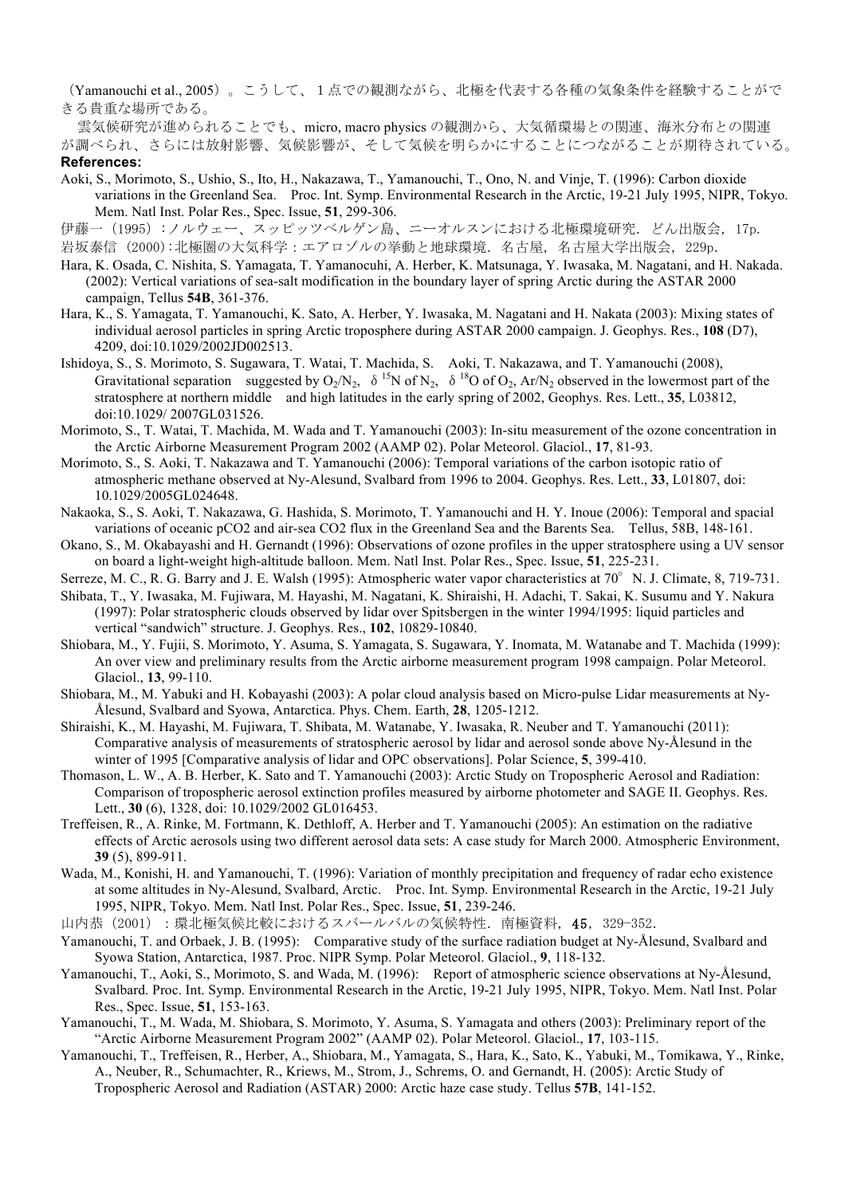（Yamanouchi et al., 2005）。こうして、１点での観測ながら、北極を代表する各種の気象条件を経験することができる貴重な場所である。

雲気候研究が進められることでも、micro, macro physics の観測から、大気循環場との関連、海氷分布との関連が調べられ、さらには放射影響、気候影響が、そして気候を明らかにすることにつながることが期待されている。

**References:**

Aoki, S., Morimoto, S., Ushio, S., Ito, H., Nakazawa, T., Yamanouchi, T., Ono, N. and Vinje, T. (1996): Carbon dioxide variations in the Greenland Sea. Proc. Int. Symp. Environmental Research in the Arctic, 19-21 July 1995, NIPR, Tokyo. Mem. Natl Inst. Polar Res., Spec. Issue, **51**, 299-306.

伊藤一（1995）：ノルウェー、スッピッツベルゲン島、ニーオルスンにおける北極環境研究．どん出版会，17p.

岩坂泰信（2000）:北極圏の大気科学：エアロゾルの挙動と地球環境．名古屋，名古屋大学出版会，229p.

Hara, K. Osada, C. Nishita, S. Yamagata, T. Yamanocuhi, A. Herber, K. Matsunaga, Y. Iwasaka, M. Nagatani, and H. Nakada. (2002): Vertical variations of sea-salt modification in the boundary layer of spring Arctic during the ASTAR 2000 campaign, Tellus **54B**, 361-376.

Hara, K., S. Yamagata, T. Yamanouchi, K. Sato, A. Herber, Y. Iwasaka, M. Nagatani and H. Nakata (2003): Mixing states of individual aerosol particles in spring Arctic troposphere during ASTAR 2000 campaign. J. Geophys. Res., **108** (D7), 4209, doi:10.1029/2002JD002513.

Ishidoya, S., S. Morimoto, S. Sugawara, T. Watai, T. Machida, S. Aoki, T. Nakazawa, and T. Yamanouchi (2008), Gravitational separation suggested by $O_2/N_2$, $\delta^{15}N$ of $N_2$, $\delta^{18}O$ of $O_2$, $Ar/N_2$ observed in the lowermost part of the stratosphere at northern middle and high latitudes in the early spring of 2002, Geophys. Res. Lett., **35**, L03812, doi:10.1029/ 2007GL031526.

Morimoto, S., T. Watai, T. Machida, M. Wada and T. Yamanouchi (2003): In-situ measurement of the ozone concentration in the Arctic Airborne Measurement Program 2002 (AAMP 02). Polar Meteorol. Glaciol., **17**, 81-93.

Morimoto, S., S. Aoki, T. Nakazawa and T. Yamanouchi (2006): Temporal variations of the carbon isotopic ratio of atmospheric methane observed at Ny-Alesund, Svalbard from 1996 to 2004. Geophys. Res. Lett., **33**, L01807, doi: 10.1029/2005GL024648.

Nakaoka, S., S. Aoki, T. Nakazawa, G. Hashida, S. Morimoto, T. Yamanouchi and H. Y. Inoue (2006): Temporal and spacial variations of oceanic pCO2 and air-sea CO2 flux in the Greenland Sea and the Barents Sea. Tellus, 58B, 148-161.

Okano, S., M. Okabayashi and H. Gernandt (1996): Observations of ozone profiles in the upper stratosphere using a UV sensor on board a light-weight high-altitude balloon. Mem. Natl Inst. Polar Res., Spec. Issue, **51**, 225-231.

Serreze, M. C., R. G. Barry and J. E. Walsh (1995): Atmospheric water vapor characteristics at 70° N. J. Climate, 8, 719-731.

Shibata, T., Y. Iwasaka, M. Fujiwara, M. Hayashi, M. Nagatani, K. Shiraishi, H. Adachi, T. Sakai, K. Susumu and Y. Nakura (1997): Polar stratospheric clouds observed by lidar over Spitsbergen in the winter 1994/1995: liquid particles and vertical "sandwich" structure. J. Geophys. Res., **102**, 10829-10840.

Shiobara, M., Y. Fujii, S. Morimoto, Y. Asuma, S. Yamagata, S. Sugawara, Y. Inomata, M. Watanabe and T. Machida (1999): An over view and preliminary results from the Arctic airborne measurement program 1998 campaign. Polar Meteorol. Glaciol., **13**, 99-110.

Shiobara, M., M. Yabuki and H. Kobayashi (2003): A polar cloud analysis based on Micro-pulse Lidar measurements at Ny-Ålesund, Svalbard and Syowa, Antarctica. Phys. Chem. Earth, **28**, 1205-1212.

Shiraishi, K., M. Hayashi, M. Fujiwara, T. Shibata, M. Watanabe, Y. Iwasaka, R. Neuber and T. Yamanouchi (2011): Comparative analysis of measurements of stratospheric aerosol by lidar and aerosol sonde above Ny-Ålesund in the winter of 1995 [Comparative analysis of lidar and OPC observations]. Polar Science, **5**, 399-410.

Thomason, L. W., A. B. Herber, K. Sato and T. Yamanouchi (2003): Arctic Study on Tropospheric Aerosol and Radiation: Comparison of tropospheric aerosol extinction profiles measured by airborne photometer and SAGE II. Geophys. Res. Lett., **30** (6), 1328, doi: 10.1029/2002 GL016453.

Treffeisen, R., A. Rinke, M. Fortmann, K. Dethloff, A. Herber and T. Yamanouchi (2005): An estimation on the radiative effects of Arctic aerosols using two different aerosol data sets: A case study for March 2000. Atmospheric Environment, **39** (5), 899-911.

Wada, M., Konishi, H. and Yamanouchi, T. (1996): Variation of monthly precipitation and frequency of radar echo existence at some altitudes in Ny-Alesund, Svalbard, Arctic. Proc. Int. Symp. Environmental Research in the Arctic, 19-21 July 1995, NIPR, Tokyo. Mem. Natl Inst. Polar Res., Spec. Issue, **51**, 239-246.

山内恭（2001）：環北極気候比較におけるスバールバルの気候特性．南極資料，**45**，329-352.

Yamanouchi, T. and Orbaek, J. B. (1995): Comparative study of the surface radiation budget at Ny-Ålesund, Svalbard and Syowa Station, Antarctica, 1987. Proc. NIPR Symp. Polar Meteorol. Glaciol., **9**, 118-132.

Yamanouchi, T., Aoki, S., Morimoto, S. and Wada, M. (1996): Report of atmospheric science observations at Ny-Ålesund, Svalbard. Proc. Int. Symp. Environmental Research in the Arctic, 19-21 July 1995, NIPR, Tokyo. Mem. Natl Inst. Polar Res., Spec. Issue, **51**, 153-163.

Yamanouchi, T., M. Wada, M. Shiobara, S. Morimoto, Y. Asuma, S. Yamagata and others (2003): Preliminary report of the "Arctic Airborne Measurement Program 2002" (AAMP 02). Polar Meteorol. Glaciol., **17**, 103-115.

Yamanouchi, T., Treffeisen, R., Herber, A., Shiobara, M., Yamagata, S., Hara, K., Sato, K., Yabuki, M., Tomikawa, Y., Rinke, A., Neuber, R., Schumachter, R., Kriews, M., Strom, J., Schrems, O. and Gernandt, H. (2005): Arctic Study of Tropospheric Aerosol and Radiation (ASTAR) 2000: Arctic haze case study. Tellus **57B**, 141-152.